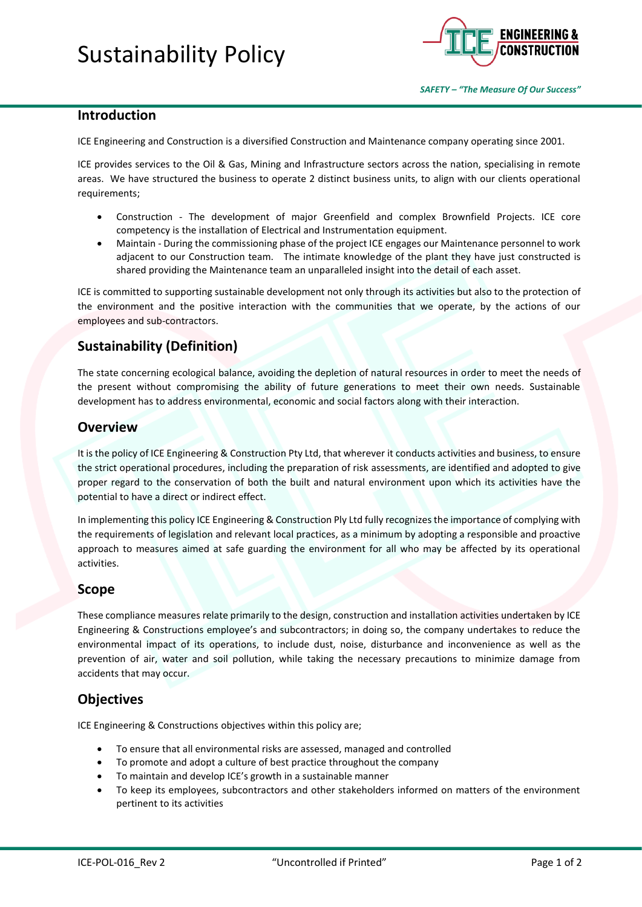# Sustainability Policy

*SAFETY – "The Measure Of Our Success"*

## Introduction

ICE Engineering and Construction is a diversified Construction and Maintenance company operating since 2001.

ICE provides services to the Oil & Gas, Mining and Infrastructure sectors across the nation, specialising in remote areas. We have structured the business to operate 2 distinct business units, to align with our clients operational requirements;

- Construction - The development of major Greenfield and complex Brownfield Projects. ICE core competency is the installation of Electrical and Instrumentation equipment.
- Maintain - During the commissioning phase of the project ICE engages our Maintenance personnel to work adjacent to our Construction team. The intimate knowledge of the plant they have just constructed is shared providing the Maintenance team an unparalleled insight into the detail of each asset.

ICE is committed to supporting sustainable development not only through its activities but also to the protection of the environment and the positive interaction with the communities that we operate, by the actions of our employees and sub-contractors.

## Sustainability (Definition)

The state concerning ecological balance, avoiding the depletion of natural resources in order to meet the needs of the present without compromising the ability of future generations to meet their own needs. Sustainable development has to address environmental, economic and social factors along with their interaction.

## Overview

It is the policy of ICE Engineering & Construction Pty Ltd, that wherever it conducts activities and business, to ensure the strict operational procedures, including the preparation of risk assessments, are identified and adopted to give proper regard to the conservation of both the built and natural environment upon which its activities have the potential to have a direct or indirect effect.

In implementing this policy ICE Engineering & Construction Ply Ltd fully recognizes the importance of complying with the requirements of legislation and relevant local practices, as a minimum by adopting a responsible and proactive approach to measures aimed at safe guarding the environment for all who may be affected by its operational activities.

## Scope

These compliance measures relate primarily to the design, construction and installation activities undertaken by ICE Engineering & Constructions employee's and subcontractors; in doing so, the company undertakes to reduce the environmental impact of its operations, to include dust, noise, disturbance and inconvenience as well as the prevention of air, water and soil pollution, while taking the necessary precautions to minimize damage from accidents that may occur.

## Objectives

ICE Engineering & Constructions objectives within this policy are;

- To ensure that all environmental risks are assessed, managed and controlled
- To promote and adopt a culture of best practice throughout the company
- To maintain and develop ICE's growth in a sustainable manner
- To keep its employees, subcontractors and other stakeholders informed on matters of the environment pertinent to its activities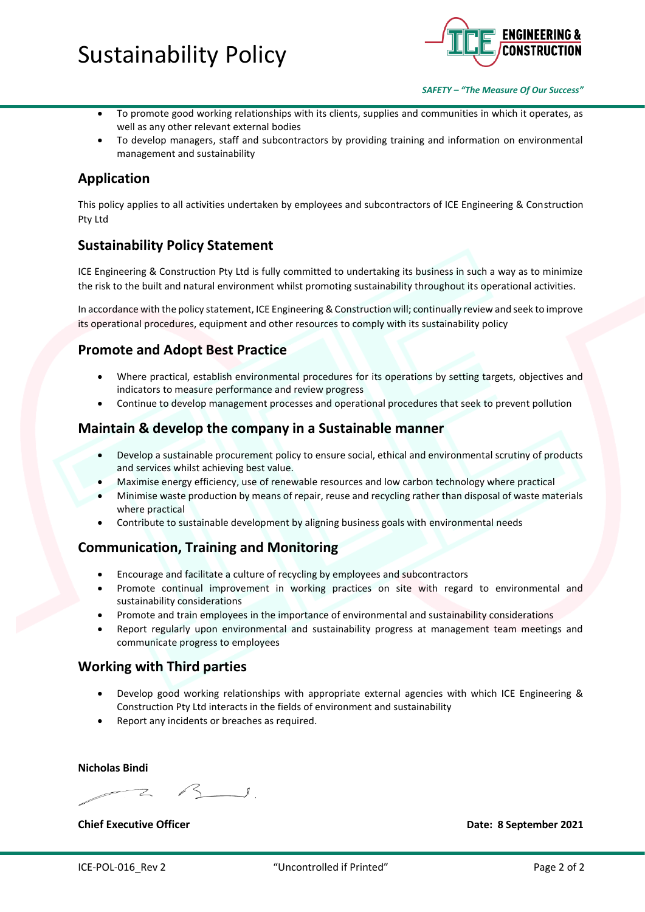- To promote good working relationships with its clients, supplies and communities in which it operates, as well as any other relevant external bodies
- To develop managers, staff and subcontractors by providing training and information on environmental management and sustainability

## Application

This policy applies to all activities undertaken by employees and subcontractors of ICE Engineering & Construction Pty Ltd

## Sustainability Policy Statement

ICE Engineering & Construction Pty Ltd is fully committed to undertaking its business in such a way as to minimize the risk to the built and natural environment whilst promoting sustainability throughout its operational activities.

In accordance with the policy statement, ICE Engineering & Construction will; continually review and seek to improve its operational procedures, equipment and other resources to comply with its sustainability policy

## Promote and Adopt Best Practice

- Where practical, establish environmental procedures for its operations by setting targets, objectives and indicators to measure performance and review progress
- Continue to develop management processes and operational procedures that seek to prevent pollution

## Maintain & develop the company in a Sustainable manner

- Develop a sustainable procurement policy to ensure social, ethical and environmental scrutiny of products and services whilst achieving best value.
- Maximise energy efficiency, use of renewable resources and low carbon technology where practical
- Minimise waste production by means of repair, reuse and recycling rather than disposal of waste materials where practical
- Contribute to sustainable development by aligning business goals with environmental needs

## Communication, Training and Monitoring

- Encourage and facilitate a culture of recycling by employees and subcontractors
- Promote continual improvement in working practices on site with regard to environmental and sustainability considerations
- Promote and train employees in the importance of environmental and sustainability considerations
- Report regularly upon environmental and sustainability progress at management team meetings and communicate progress to employees

## Working with Third parties

- Develop good working relationships with appropriate external agencies with which ICE Engineering & Construction Pty Ltd interacts in the fields of environment and sustainability
- Report any incidents or breaches as required.

**Nicholas Bindi**

**Chief Executive Officer**

**Date: 8 September 2021**

ICE-POL-016_Rev 2

"Uncontrolled if Printed"